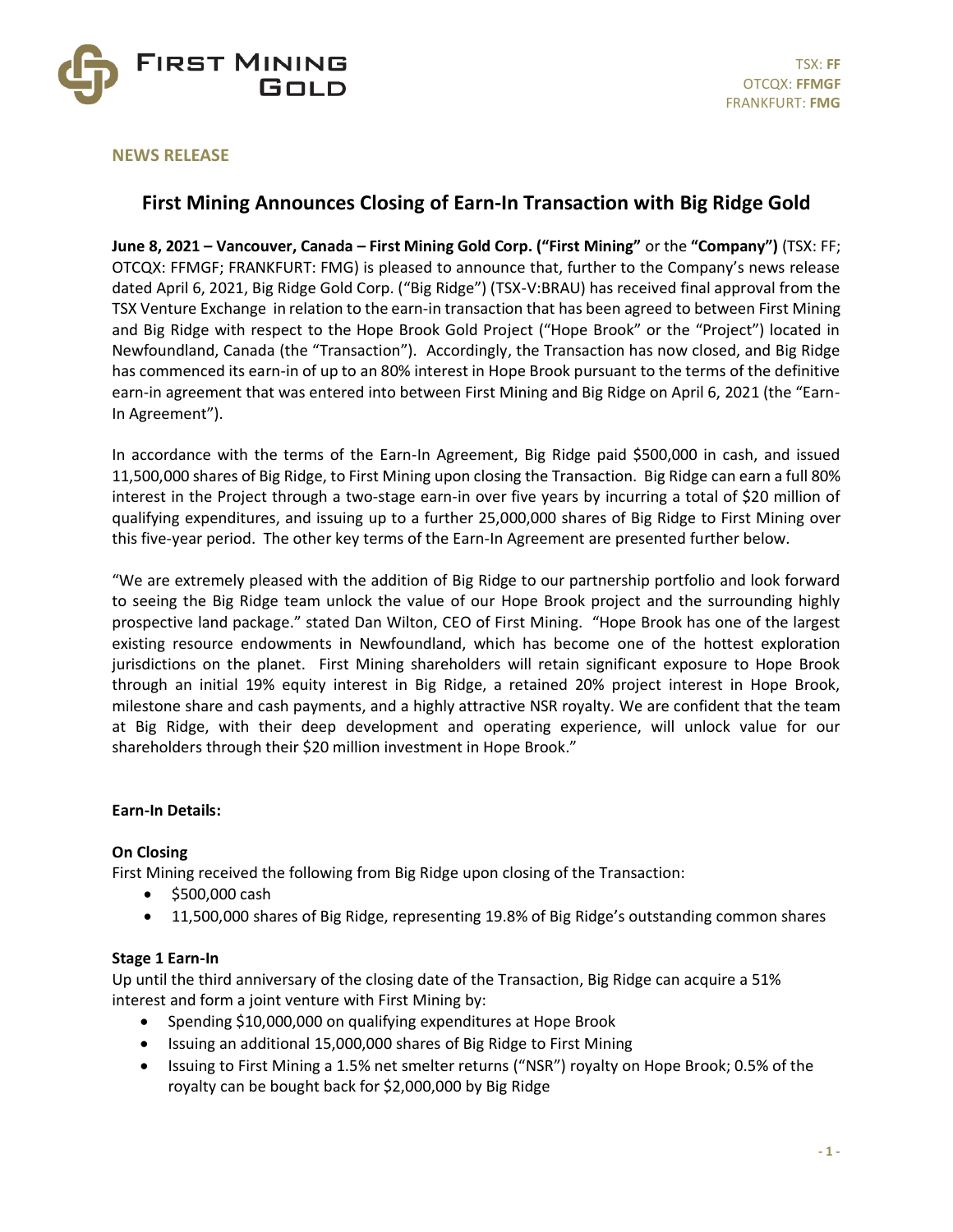**NEWS RELEASE**

# First Mining Announces Closing of Earn-In Transaction with Big Ridge Gold

**June 8, 2021 – Vancouver, Canada – First Mining Gold Corp. ("First Mining"** or the **"Company")** (TSX: FF; OTCQX: FFMGF; FRANKFURT: FMG) is pleased to announce that, further to the Company's news release dated April 6, 2021, Big Ridge Gold Corp. ("Big Ridge") (TSX-V:BRAU) has received final approval from the TSX Venture Exchange in relation to the earn-in transaction that has been agreed to between First Mining and Big Ridge with respect to the Hope Brook Gold Project ("Hope Brook" or the "Project") located in Newfoundland, Canada (the "Transaction"). Accordingly, the Transaction has now closed, and Big Ridge has commenced its earn-in of up to an 80% interest in Hope Brook pursuant to the terms of the definitive earn-in agreement that was entered into between First Mining and Big Ridge on April 6, 2021 (the "Earn-In Agreement").

In accordance with the terms of the Earn-In Agreement, Big Ridge paid $500,000 in cash, and issued 11,500,000 shares of Big Ridge, to First Mining upon closing the Transaction. Big Ridge can earn a full 80% interest in the Project through a two-stage earn-in over five years by incurring a total of $20 million of qualifying expenditures, and issuing up to a further 25,000,000 shares of Big Ridge to First Mining over this five-year period. The other key terms of the Earn-In Agreement are presented further below.

"We are extremely pleased with the addition of Big Ridge to our partnership portfolio and look forward to seeing the Big Ridge team unlock the value of our Hope Brook project and the surrounding highly prospective land package." stated Dan Wilton, CEO of First Mining. "Hope Brook has one of the largest existing resource endowments in Newfoundland, which has become one of the hottest exploration jurisdictions on the planet. First Mining shareholders will retain significant exposure to Hope Brook through an initial 19% equity interest in Big Ridge, a retained 20% project interest in Hope Brook, milestone share and cash payments, and a highly attractive NSR royalty. We are confident that the team at Big Ridge, with their deep development and operating experience, will unlock value for our shareholders through their $20 million investment in Hope Brook."

**Earn-In Details:**

**On Closing**

First Mining received the following from Big Ridge upon closing of the Transaction:

- $500,000 cash
- 11,500,000 shares of Big Ridge, representing 19.8% of Big Ridge's outstanding common shares

**Stage 1 Earn-In**

Up until the third anniversary of the closing date of the Transaction, Big Ridge can acquire a 51% interest and form a joint venture with First Mining by:

- Spending $10,000,000 on qualifying expenditures at Hope Brook
- Issuing an additional 15,000,000 shares of Big Ridge to First Mining
- Issuing to First Mining a 1.5% net smelter returns ("NSR") royalty on Hope Brook; 0.5% of the royalty can be bought back for $2,000,000 by Big Ridge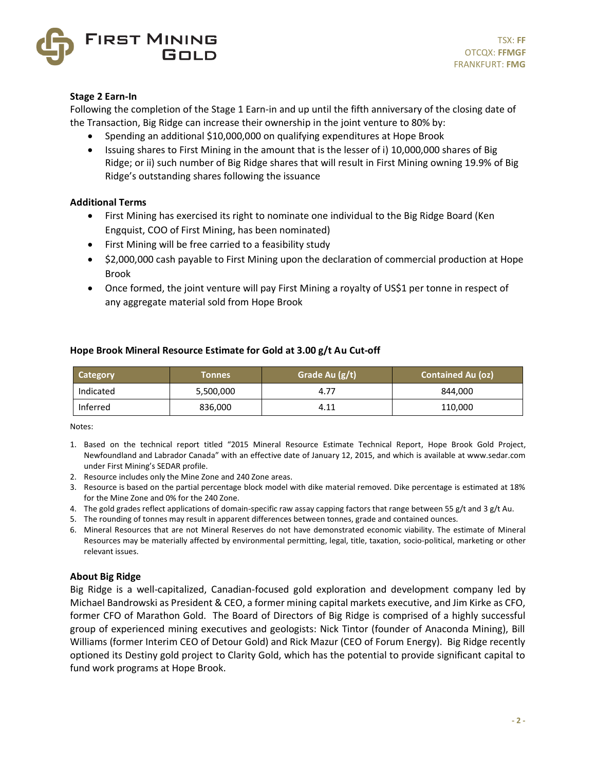### Stage 2 Earn-In

Following the completion of the Stage 1 Earn-in and up until the fifth anniversary of the closing date of the Transaction, Big Ridge can increase their ownership in the joint venture to 80% by:

- Spending an additional $10,000,000 on qualifying expenditures at Hope Brook
- Issuing shares to First Mining in the amount that is the lesser of i) 10,000,000 shares of Big Ridge; or ii) such number of Big Ridge shares that will result in First Mining owning 19.9% of Big Ridge's outstanding shares following the issuance

### Additional Terms

- First Mining has exercised its right to nominate one individual to the Big Ridge Board (Ken Engquist, COO of First Mining, has been nominated)
- First Mining will be free carried to a feasibility study
- $2,000,000 cash payable to First Mining upon the declaration of commercial production at Hope Brook
- Once formed, the joint venture will pay First Mining a royalty of US$1 per tonne in respect of any aggregate material sold from Hope Brook

### Hope Brook Mineral Resource Estimate for Gold at 3.00 g/t Au Cut-off

| Category | Tonnes | Grade Au (g/t) | Contained Au (oz) |
|---|---|---|---|
| Indicated | 5,500,000 | 4.77 | 844,000 |
| Inferred | 836,000 | 4.11 | 110,000 |

Notes:

1. Based on the technical report titled "2015 Mineral Resource Estimate Technical Report, Hope Brook Gold Project, Newfoundland and Labrador Canada" with an effective date of January 12, 2015, and which is available at www.sedar.com under First Mining's SEDAR profile.
2. Resource includes only the Mine Zone and 240 Zone areas.
3. Resource is based on the partial percentage block model with dike material removed. Dike percentage is estimated at 18% for the Mine Zone and 0% for the 240 Zone.
4. The gold grades reflect applications of domain-specific raw assay capping factors that range between 55 g/t and 3 g/t Au.
5. The rounding of tonnes may result in apparent differences between tonnes, grade and contained ounces.
6. Mineral Resources that are not Mineral Reserves do not have demonstrated economic viability. The estimate of Mineral Resources may be materially affected by environmental permitting, legal, title, taxation, socio-political, marketing or other relevant issues.

### About Big Ridge

Big Ridge is a well-capitalized, Canadian-focused gold exploration and development company led by Michael Bandrowski as President & CEO, a former mining capital markets executive, and Jim Kirke as CFO, former CFO of Marathon Gold. The Board of Directors of Big Ridge is comprised of a highly successful group of experienced mining executives and geologists: Nick Tintor (founder of Anaconda Mining), Bill Williams (former Interim CEO of Detour Gold) and Rick Mazur (CEO of Forum Energy). Big Ridge recently optioned its Destiny gold project to Clarity Gold, which has the potential to provide significant capital to fund work programs at Hope Brook.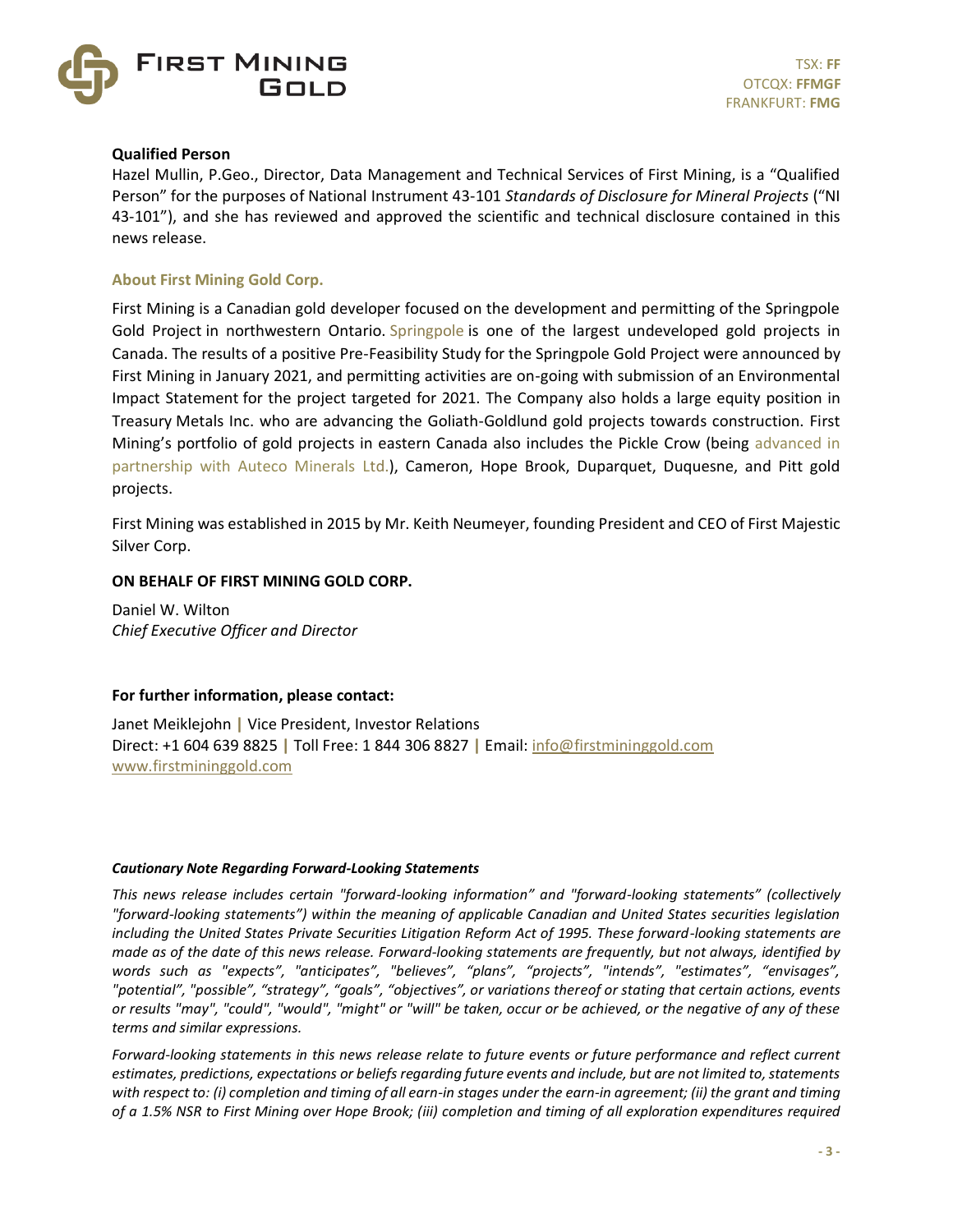**Qualified Person**

Hazel Mullin, P.Geo., Director, Data Management and Technical Services of First Mining, is a "Qualified Person" for the purposes of National Instrument 43-101 *Standards of Disclosure for Mineral Projects* ("NI 43-101"), and she has reviewed and approved the scientific and technical disclosure contained in this news release.

**About First Mining Gold Corp.**

First Mining is a Canadian gold developer focused on the development and permitting of the Springpole Gold Project in northwestern Ontario. Springpole is one of the largest undeveloped gold projects in Canada. The results of a positive Pre-Feasibility Study for the Springpole Gold Project were announced by First Mining in January 2021, and permitting activities are on-going with submission of an Environmental Impact Statement for the project targeted for 2021. The Company also holds a large equity position in Treasury Metals Inc. who are advancing the Goliath-Goldlund gold projects towards construction. First Mining's portfolio of gold projects in eastern Canada also includes the Pickle Crow (being advanced in partnership with Auteco Minerals Ltd.), Cameron, Hope Brook, Duparquet, Duquesne, and Pitt gold projects.

First Mining was established in 2015 by Mr. Keith Neumeyer, founding President and CEO of First Majestic Silver Corp.

**ON BEHALF OF FIRST MINING GOLD CORP.**

Daniel W. Wilton
*Chief Executive Officer and Director*

**For further information, please contact:**

Janet Meiklejohn | Vice President, Investor Relations
Direct: +1 604 639 8825 | Toll Free: 1 844 306 8827 | Email: info@firstmininggold.com
www.firstmininggold.com

***Cautionary Note Regarding Forward-Looking Statements***

*This news release includes certain "forward-looking information" and "forward-looking statements" (collectively "forward-looking statements") within the meaning of applicable Canadian and United States securities legislation including the United States Private Securities Litigation Reform Act of 1995. These forward-looking statements are made as of the date of this news release. Forward-looking statements are frequently, but not always, identified by words such as "expects", "anticipates", "believes", "plans", "projects", "intends", "estimates", "envisages", "potential", "possible", "strategy", "goals", "objectives", or variations thereof or stating that certain actions, events or results "may", "could", "would", "might" or "will" be taken, occur or be achieved, or the negative of any of these terms and similar expressions.*

*Forward-looking statements in this news release relate to future events or future performance and reflect current estimates, predictions, expectations or beliefs regarding future events and include, but are not limited to, statements with respect to: (i) completion and timing of all earn-in stages under the earn-in agreement; (ii) the grant and timing of a 1.5% NSR to First Mining over Hope Brook; (iii) completion and timing of all exploration expenditures required*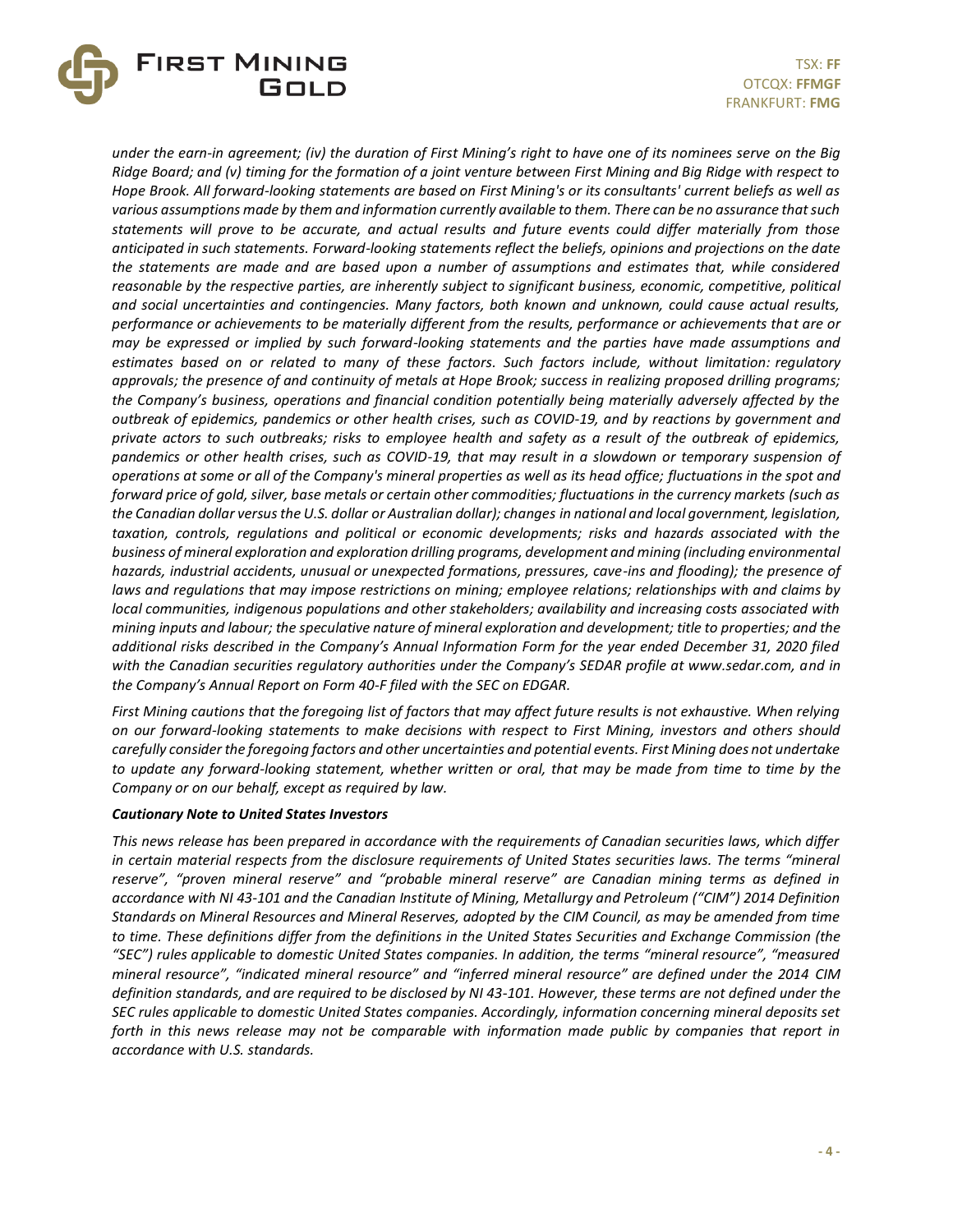*under the earn-in agreement; (iv) the duration of First Mining's right to have one of its nominees serve on the Big Ridge Board; and (v) timing for the formation of a joint venture between First Mining and Big Ridge with respect to Hope Brook. All forward-looking statements are based on First Mining's or its consultants' current beliefs as well as various assumptions made by them and information currently available to them. There can be no assurance that such statements will prove to be accurate, and actual results and future events could differ materially from those anticipated in such statements. Forward-looking statements reflect the beliefs, opinions and projections on the date the statements are made and are based upon a number of assumptions and estimates that, while considered reasonable by the respective parties, are inherently subject to significant business, economic, competitive, political and social uncertainties and contingencies. Many factors, both known and unknown, could cause actual results, performance or achievements to be materially different from the results, performance or achievements that are or may be expressed or implied by such forward-looking statements and the parties have made assumptions and estimates based on or related to many of these factors. Such factors include, without limitation: regulatory approvals; the presence of and continuity of metals at Hope Brook; success in realizing proposed drilling programs; the Company's business, operations and financial condition potentially being materially adversely affected by the outbreak of epidemics, pandemics or other health crises, such as COVID-19, and by reactions by government and private actors to such outbreaks; risks to employee health and safety as a result of the outbreak of epidemics, pandemics or other health crises, such as COVID-19, that may result in a slowdown or temporary suspension of operations at some or all of the Company's mineral properties as well as its head office; fluctuations in the spot and forward price of gold, silver, base metals or certain other commodities; fluctuations in the currency markets (such as the Canadian dollar versus the U.S. dollar or Australian dollar); changes in national and local government, legislation, taxation, controls, regulations and political or economic developments; risks and hazards associated with the business of mineral exploration and exploration drilling programs, development and mining (including environmental hazards, industrial accidents, unusual or unexpected formations, pressures, cave-ins and flooding); the presence of laws and regulations that may impose restrictions on mining; employee relations; relationships with and claims by local communities, indigenous populations and other stakeholders; availability and increasing costs associated with mining inputs and labour; the speculative nature of mineral exploration and development; title to properties; and the additional risks described in the Company's Annual Information Form for the year ended December 31, 2020 filed with the Canadian securities regulatory authorities under the Company's SEDAR profile at www.sedar.com, and in the Company's Annual Report on Form 40-F filed with the SEC on EDGAR.*

*First Mining cautions that the foregoing list of factors that may affect future results is not exhaustive. When relying on our forward-looking statements to make decisions with respect to First Mining, investors and others should carefully consider the foregoing factors and other uncertainties and potential events. First Mining does not undertake to update any forward-looking statement, whether written or oral, that may be made from time to time by the Company or on our behalf, except as required by law.*

***Cautionary Note to United States Investors***

*This news release has been prepared in accordance with the requirements of Canadian securities laws, which differ in certain material respects from the disclosure requirements of United States securities laws. The terms "mineral reserve", "proven mineral reserve" and "probable mineral reserve" are Canadian mining terms as defined in accordance with NI 43-101 and the Canadian Institute of Mining, Metallurgy and Petroleum ("CIM") 2014 Definition Standards on Mineral Resources and Mineral Reserves, adopted by the CIM Council, as may be amended from time to time. These definitions differ from the definitions in the United States Securities and Exchange Commission (the "SEC") rules applicable to domestic United States companies. In addition, the terms "mineral resource", "measured mineral resource", "indicated mineral resource" and "inferred mineral resource" are defined under the 2014 CIM definition standards, and are required to be disclosed by NI 43-101. However, these terms are not defined under the SEC rules applicable to domestic United States companies. Accordingly, information concerning mineral deposits set forth in this news release may not be comparable with information made public by companies that report in accordance with U.S. standards.*